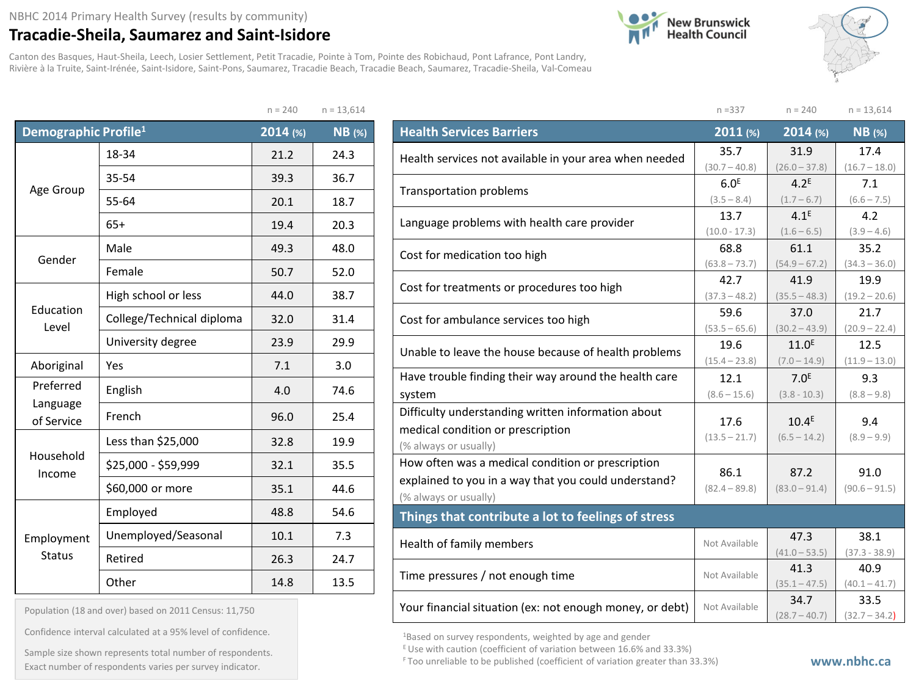NBHC 2014 Primary Health Survey (results by community)

# Tracadie-Sheila, Saumarez and Saint-Isidore

Canton des Basques, Haut-Sheila, Leech, Losier Settlement, Petit Tracadie, Pointe à Tom, Pointe des Robichaud, Pont Lafrance, Pont Landry, Rivière à la Truite, Saint-Irénée, Saint-Isidore, Saint-Pons, Saumarez, Tracadie Beach, Tracadie Beach, Saumarez, Tracadie-Sheila, Val-Comeau

| Demographic Profile[1] | | 2014 (%) n = 240 | NB (%) n = 13,614 |
|---|---|---|---|
| Age Group | 18-34 | 21.2 | 24.3 |
| | 35-54 | 39.3 | 36.7 |
| | 55-64 | 20.1 | 18.7 |
| | 65+ | 19.4 | 20.3 |
| Gender | Male | 49.3 | 48.0 |
| | Female | 50.7 | 52.0 |
| Education Level | High school or less | 44.0 | 38.7 |
| | College/Technical diploma | 32.0 | 31.4 |
| | University degree | 23.9 | 29.9 |
| Aboriginal | Yes | 7.1 | 3.0 |
| Preferred Language of Service | English | 4.0 | 74.6 |
| | French | 96.0 | 25.4 |
| Household Income | Less than $25,000 | 32.8 | 19.9 |
| | $25,000 - $59,999 | 32.1 | 35.5 |
| | $60,000 or more | 35.1 | 44.6 |
| Employment Status | Employed | 48.8 | 54.6 |
| | Unemployed/Seasonal | 10.1 | 7.3 |
| | Retired | 26.3 | 24.7 |
| | Other | 14.8 | 13.5 |

Population (18 and over) based on 2011 Census: 11,750

Confidence interval calculated at a 95% level of confidence.

Sample size shown represents total number of respondents. Exact number of respondents varies per survey indicator.

| Health Services Barriers | 2011 (%) n = 337 | 2014 (%) n = 240 | NB (%) n = 13,614 |
|---|---|---|---|
| Health services not available in your area when needed | 35.7 (30.7 – 40.8) | 31.9 (26.0 – 37.8) | 17.4 (16.7 – 18.0) |
| Transportation problems | 6.0[E] (3.5 – 8.4) | 4.2[E] (1.7 – 6.7) | 7.1 (6.6 – 7.5) |
| Language problems with health care provider | 13.7 (10.0 - 17.3) | 4.1[E] (1.6 – 6.5) | 4.2 (3.9 – 4.6) |
| Cost for medication too high | 68.8 (63.8 – 73.7) | 61.1 (54.9 – 67.2) | 35.2 (34.3 – 36.0) |
| Cost for treatments or procedures too high | 42.7 (37.3 – 48.2) | 41.9 (35.5 – 48.3) | 19.9 (19.2 – 20.6) |
| Cost for ambulance services too high | 59.6 (53.5 – 65.6) | 37.0 (30.2 – 43.9) | 21.7 (20.9 – 22.4) |
| Unable to leave the house because of health problems | 19.6 (15.4 – 23.8) | 11.0[E] (7.0 – 14.9) | 12.5 (11.9 – 13.0) |
| Have trouble finding their way around the health care system | 12.1 (8.6 – 15.6) | 7.0[E] (3.8 - 10.3) | 9.3 (8.8 – 9.8) |
| Difficulty understanding written information about medical condition or prescription (% always or usually) | 17.6 (13.5 – 21.7) | 10.4[E] (6.5 – 14.2) | 9.4 (8.9 – 9.9) |
| How often was a medical condition or prescription explained to you in a way that you could understand? (% always or usually) | 86.1 (82.4 – 89.8) | 87.2 (83.0 – 91.4) | 91.0 (90.6 – 91.5) |
| **Things that contribute a lot to feelings of stress** | | | |
| Health of family members | Not Available | 47.3 (41.0 – 53.5) | 38.1 (37.3 - 38.9) |
| Time pressures / not enough time | Not Available | 41.3 (35.1 – 47.5) | 40.9 (40.1 – 41.7) |
| Your financial situation (ex: not enough money, or debt) | Not Available | 34.7 (28.7 – 40.7) | 33.5 (32.7 – 34.2) |

[1]Based on survey respondents, weighted by age and gender

[E] Use with caution (coefficient of variation between 16.6% and 33.3%)

[F] Too unreliable to be published (coefficient of variation greater than 33.3%)

www.nbhc.ca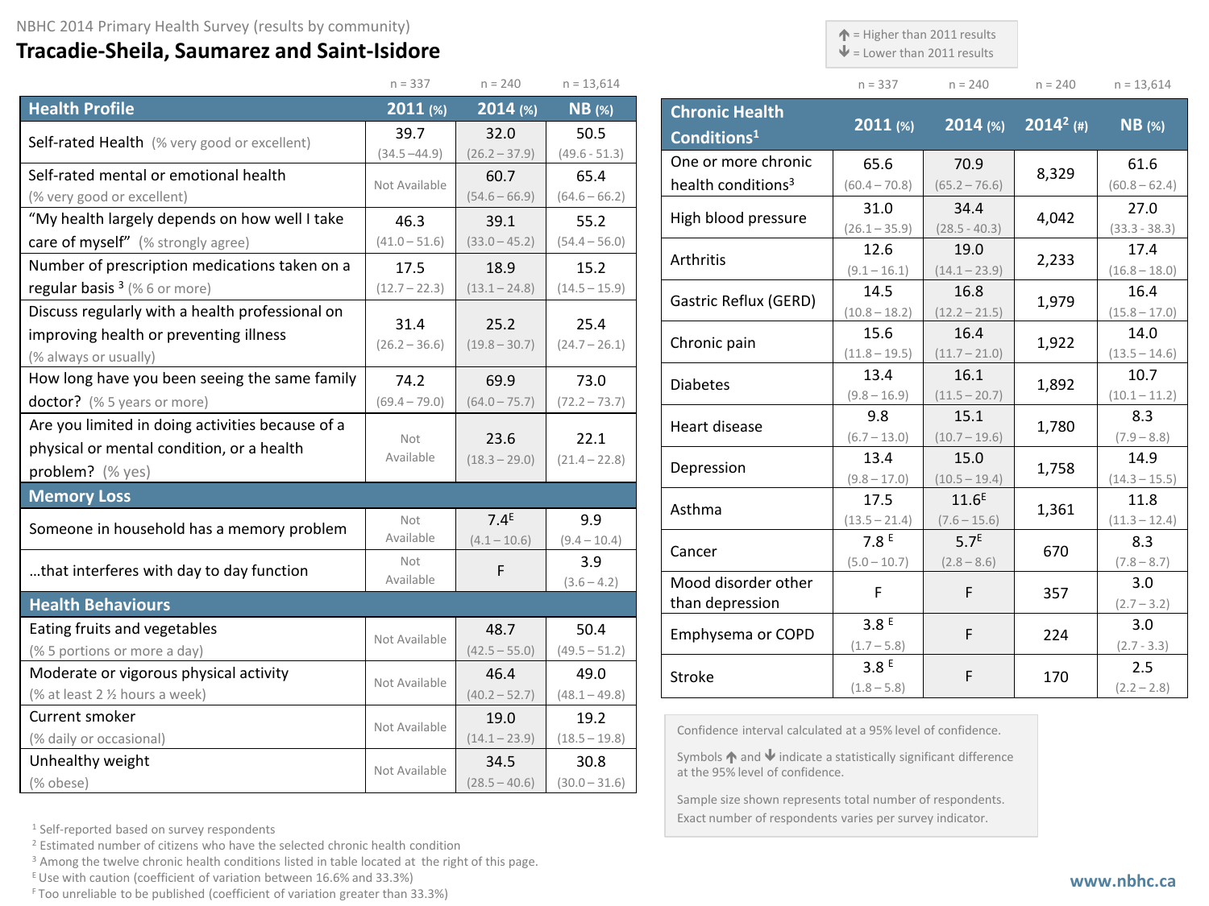NBHC 2014 Primary Health Survey (results by community)

# Tracadie-Sheila, Saumarez and Saint-Isidore

↑ = Higher than 2011 results
↓ = Lower than 2011 results

| Health Profile | 2011 (%) n = 337 | 2014 (%) n = 240 | NB (%) n = 13,614 |
|---|---|---|---|
| Self-rated Health (% very good or excellent) | 39.7 (34.5 – 44.9) | 32.0 (26.2 – 37.9) | 50.5 (49.6 - 51.3) |
| Self-rated mental or emotional health (% very good or excellent) | Not Available | 60.7 (54.6 – 66.9) | 65.4 (64.6 – 66.2) |
| "My health largely depends on how well I take care of myself" (% strongly agree) | 46.3 (41.0 – 51.6) | 39.1 (33.0 – 45.2) | 55.2 (54.4 – 56.0) |
| Number of prescription medications taken on a regular basis [3] (% 6 or more) | 17.5 (12.7 – 22.3) | 18.9 (13.1 – 24.8) | 15.2 (14.5 – 15.9) |
| Discuss regularly with a health professional on improving health or preventing illness (% always or usually) | 31.4 (26.2 – 36.6) | 25.2 (19.8 – 30.7) | 25.4 (24.7 – 26.1) |
| How long have you been seeing the same family doctor? (% 5 years or more) | 74.2 (69.4 – 79.0) | 69.9 (64.0 – 75.7) | 73.0 (72.2 – 73.7) |
| Are you limited in doing activities because of a physical or mental condition, or a health problem? (% yes) | Not Available | 23.6 (18.3 – 29.0) | 22.1 (21.4 – 22.8) |
| **Memory Loss** | | | |
| Someone in household has a memory problem | Not Available | 7.4[E] (4.1 – 10.6) | 9.9 (9.4 – 10.4) |
| …that interferes with day to day function | Not Available | F | 3.9 (3.6 – 4.2) |
| **Health Behaviours** | | | |
| Eating fruits and vegetables (% 5 portions or more a day) | Not Available | 48.7 (42.5 – 55.0) | 50.4 (49.5 – 51.2) |
| Moderate or vigorous physical activity (% at least 2 ½ hours a week) | Not Available | 46.4 (40.2 – 52.7) | 49.0 (48.1 – 49.8) |
| Current smoker (% daily or occasional) | Not Available | 19.0 (14.1 – 23.9) | 19.2 (18.5 – 19.8) |
| Unhealthy weight (% obese) | Not Available | 34.5 (28.5 – 40.6) | 30.8 (30.0 – 31.6) |

| Chronic Health Conditions[1] | 2011 (%) n = 337 | 2014 (%) n = 240 | 2014[2] (#) n = 240 | NB (%) n = 13,614 |
|---|---|---|---|---|
| One or more chronic health conditions[3] | 65.6 (60.4 – 70.8) | 70.9 (65.2 – 76.6) | 8,329 | 61.6 (60.8 – 62.4) |
| High blood pressure | 31.0 (26.1 – 35.9) | 34.4 (28.5 - 40.3) | 4,042 | 27.0 (33.3 - 38.3) |
| Arthritis | 12.6 (9.1 – 16.1) | 19.0 (14.1 – 23.9) | 2,233 | 17.4 (16.8 – 18.0) |
| Gastric Reflux (GERD) | 14.5 (10.8 – 18.2) | 16.8 (12.2 – 21.5) | 1,979 | 16.4 (15.8 – 17.0) |
| Chronic pain | 15.6 (11.8 – 19.5) | 16.4 (11.7 – 21.0) | 1,922 | 14.0 (13.5 – 14.6) |
| Diabetes | 13.4 (9.8 – 16.9) | 16.1 (11.5 – 20.7) | 1,892 | 10.7 (10.1 – 11.2) |
| Heart disease | 9.8 (6.7 – 13.0) | 15.1 (10.7 – 19.6) | 1,780 | 8.3 (7.9 – 8.8) |
| Depression | 13.4 (9.8 – 17.0) | 15.0 (10.5 – 19.4) | 1,758 | 14.9 (14.3 – 15.5) |
| Asthma | 17.5 (13.5 – 21.4) | 11.6[E] (7.6 – 15.6) | 1,361 | 11.8 (11.3 – 12.4) |
| Cancer | 7.8[E] (5.0 – 10.7) | 5.7[E] (2.8 – 8.6) | 670 | 8.3 (7.8 – 8.7) |
| Mood disorder other than depression | F | F | 357 | 3.0 (2.7 – 3.2) |
| Emphysema or COPD | 3.8[E] (1.7 – 5.8) | F | 224 | 3.0 (2.7 - 3.3) |
| Stroke | 3.8[E] (1.8 – 5.8) | F | 170 | 2.5 (2.2 – 2.8) |

Confidence interval calculated at a 95% level of confidence.

Symbols ↑ and ↓ indicate a statistically significant difference at the 95% level of confidence.

Sample size shown represents total number of respondents. Exact number of respondents varies per survey indicator.

[1] Self-reported based on survey respondents
[2] Estimated number of citizens who have the selected chronic health condition
[3] Among the twelve chronic health conditions listed in table located at the right of this page.
[E] Use with caution (coefficient of variation between 16.6% and 33.3%)
[F] Too unreliable to be published (coefficient of variation greater than 33.3%)

www.nbhc.ca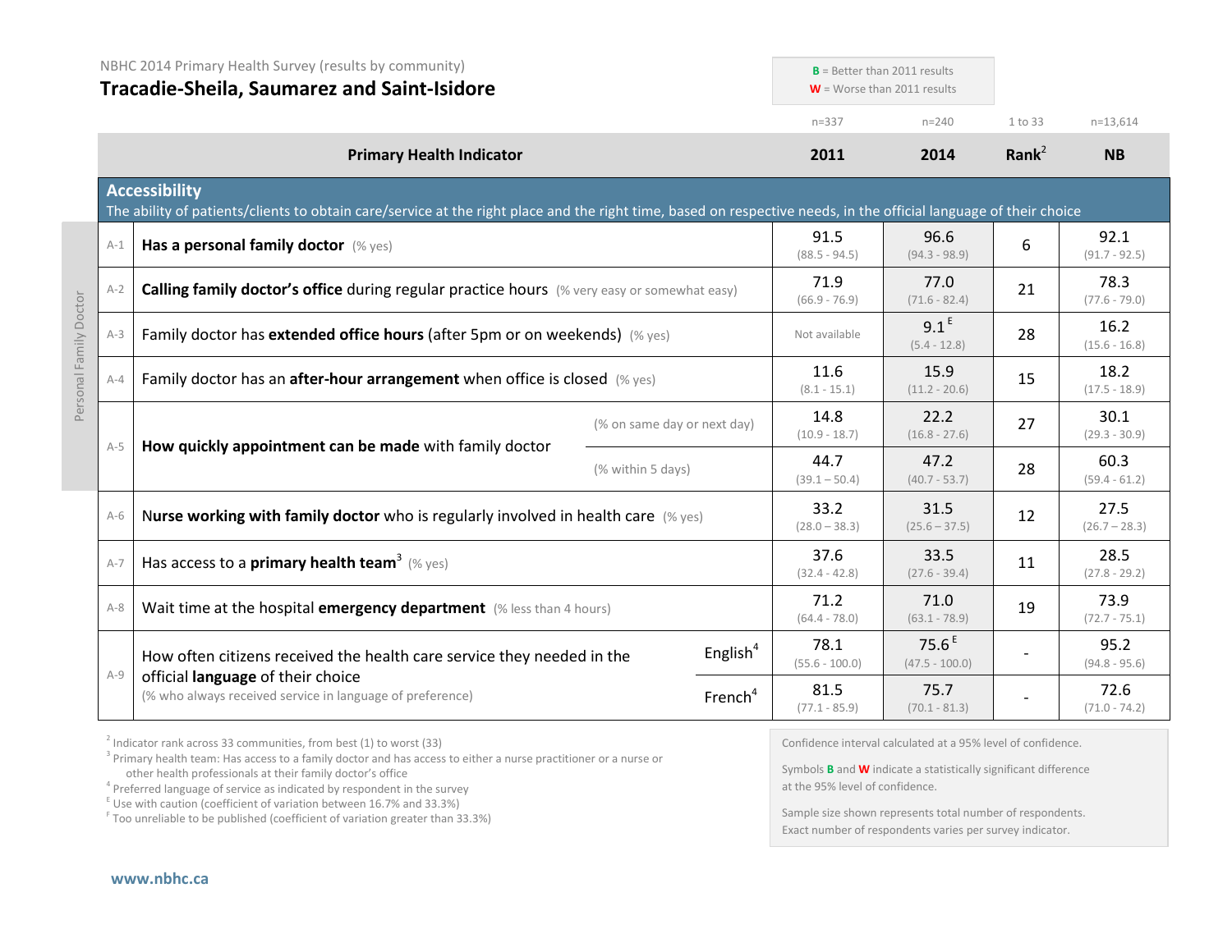NBHC 2014 Primary Health Survey (results by community)

## Tracadie-Sheila, Saumarez and Saint-Isidore

**B** = Better than 2011 results
**W** = Worse than 2011 results

| | Primary Health Indicator | | 2011 (n=337) | 2014 (n=240) | Rank[2] (1 to 33) | NB (n=13,614) |
|---|---|---|---|---|---|---|
| **Accessibility** – The ability of patients/clients to obtain care/service at the right place and the right time, based on respective needs, in the official language of their choice | | | | | | |
| A-1 | **Has a personal family doctor** (% yes) | | 91.5 (88.5 - 94.5) | 96.6 (94.3 - 98.9) | 6 | 92.1 (91.7 - 92.5) |
| A-2 | **Calling family doctor's office** during regular practice hours (% very easy or somewhat easy) | | 71.9 (66.9 - 76.9) | 77.0 (71.6 - 82.4) | 21 | 78.3 (77.6 - 79.0) |
| A-3 | Family doctor has **extended office hours** (after 5pm or on weekends) (% yes) | | Not available | 9.1 E (5.4 - 12.8) | 28 | 16.2 (15.6 - 16.8) |
| A-4 | Family doctor has an **after-hour arrangement** when office is closed (% yes) | | 11.6 (8.1 - 15.1) | 15.9 (11.2 - 20.6) | 15 | 18.2 (17.5 - 18.9) |
| A-5 | **How quickly appointment can be made** with family doctor | (% on same day or next day) | 14.8 (10.9 - 18.7) | 22.2 (16.8 - 27.6) | 27 | 30.1 (29.3 - 30.9) |
| | | (% within 5 days) | 44.7 (39.1 – 50.4) | 47.2 (40.7 - 53.7) | 28 | 60.3 (59.4 - 61.2) |
| A-6 | **Nurse working with family doctor** who is regularly involved in health care (% yes) | | 33.2 (28.0 – 38.3) | 31.5 (25.6 – 37.5) | 12 | 27.5 (26.7 – 28.3) |
| A-7 | Has access to a **primary health team**[3] (% yes) | | 37.6 (32.4 - 42.8) | 33.5 (27.6 - 39.4) | 11 | 28.5 (27.8 - 29.2) |
| A-8 | Wait time at the hospital **emergency department** (% less than 4 hours) | | 71.2 (64.4 - 78.0) | 71.0 (63.1 - 78.9) | 19 | 73.9 (72.7 - 75.1) |
| A-9 | How often citizens received the health care service they needed in the official **language** of their choice (% who always received service in language of preference) | English[4] | 78.1 (55.6 - 100.0) | 75.6 E (47.5 - 100.0) | - | 95.2 (94.8 - 95.6) |
| | | French[4] | 81.5 (77.1 - 85.9) | 75.7 (70.1 - 81.3) | - | 72.6 (71.0 - 74.2) |

Rows A-1 to A-5: Personal Family Doctor

[2] Indicator rank across 33 communities, from best (1) to worst (33)
[3] Primary health team: Has access to a family doctor and has access to either a nurse practitioner or a nurse or other health professionals at their family doctor's office
[4] Preferred language of service as indicated by respondent in the survey
[E] Use with caution (coefficient of variation between 16.7% and 33.3%)
[F] Too unreliable to be published (coefficient of variation greater than 33.3%)

Confidence interval calculated at a 95% level of confidence.

Symbols **B** and **W** indicate a statistically significant difference at the 95% level of confidence.

Sample size shown represents total number of respondents. Exact number of respondents varies per survey indicator.

www.nbhc.ca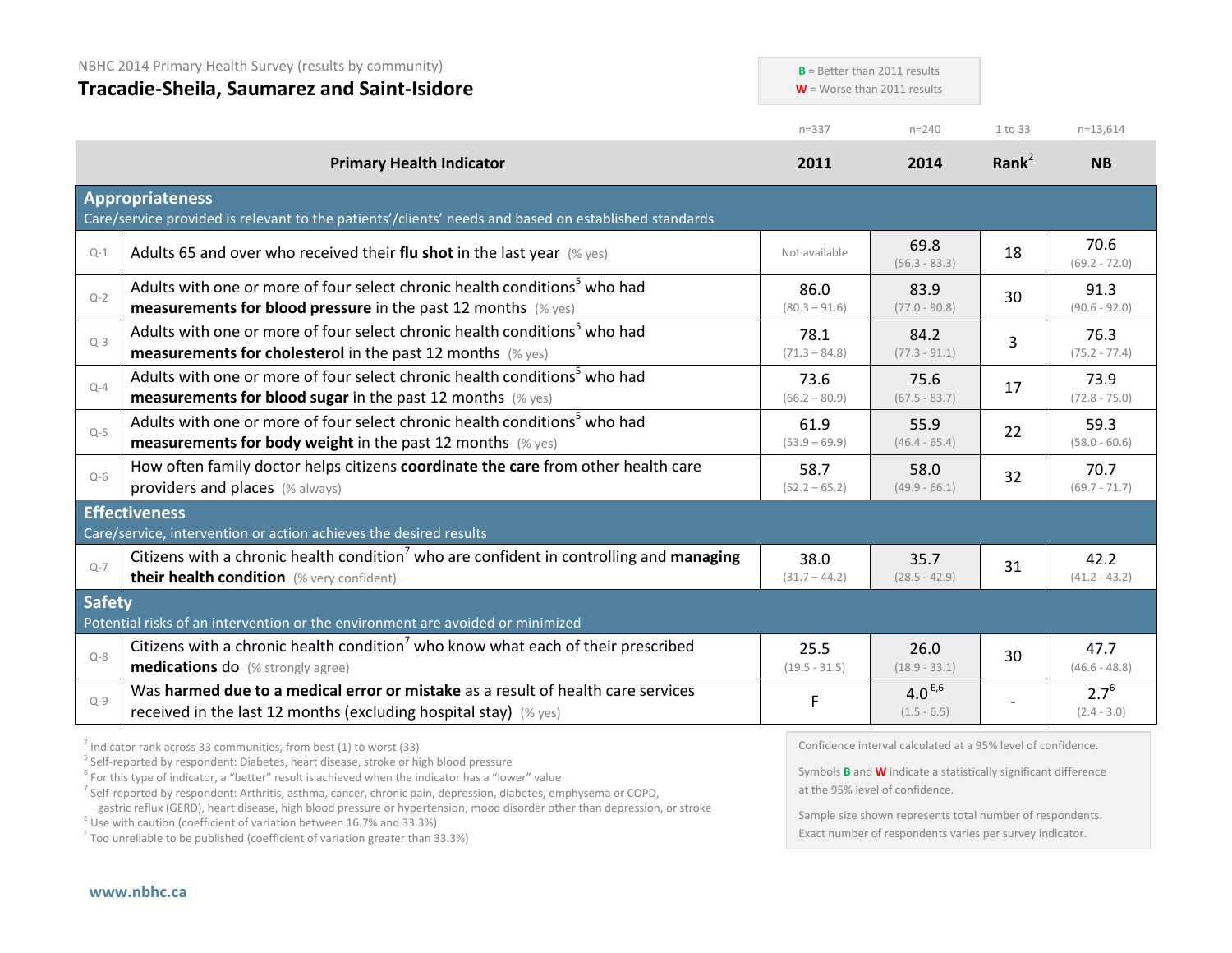NBHC 2014 Primary Health Survey (results by community)

## Tracadie-Sheila, Saumarez and Saint-Isidore

**B** = Better than 2011 results
**W** = Worse than 2011 results

| | Primary Health Indicator | 2011 (n=337) | 2014 (n=240) | Rank[2] (1 to 33) | NB (n=13,614) |
|---|---|---|---|---|---|
| **Appropriateness** | Care/service provided is relevant to the patients'/clients' needs and based on established standards | | | | |
| Q-1 | Adults 65 and over who received their **flu shot** in the last year (% yes) | Not available | 69.8 (56.3 - 83.3) | 18 | 70.6 (69.2 - 72.0) |
| Q-2 | Adults with one or more of four select chronic health conditions[5] who had **measurements for blood pressure** in the past 12 months (% yes) | 86.0 (80.3 – 91.6) | 83.9 (77.0 - 90.8) | 30 | 91.3 (90.6 - 92.0) |
| Q-3 | Adults with one or more of four select chronic health conditions[5] who had **measurements for cholesterol** in the past 12 months (% yes) | 78.1 (71.3 – 84.8) | 84.2 (77.3 - 91.1) | 3 | 76.3 (75.2 - 77.4) |
| Q-4 | Adults with one or more of four select chronic health conditions[5] who had **measurements for blood sugar** in the past 12 months (% yes) | 73.6 (66.2 – 80.9) | 75.6 (67.5 - 83.7) | 17 | 73.9 (72.8 - 75.0) |
| Q-5 | Adults with one or more of four select chronic health conditions[5] who had **measurements for body weight** in the past 12 months (% yes) | 61.9 (53.9 – 69.9) | 55.9 (46.4 - 65.4) | 22 | 59.3 (58.0 - 60.6) |
| Q-6 | How often family doctor helps citizens **coordinate the care** from other health care providers and places (% always) | 58.7 (52.2 – 65.2) | 58.0 (49.9 - 66.1) | 32 | 70.7 (69.7 - 71.7) |
| **Effectiveness** | Care/service, intervention or action achieves the desired results | | | | |
| Q-7 | Citizens with a chronic health condition[7] who are confident in controlling and **managing their health condition** (% very confident) | 38.0 (31.7 – 44.2) | 35.7 (28.5 - 42.9) | 31 | 42.2 (41.2 - 43.2) |
| **Safety** | Potential risks of an intervention or the environment are avoided or minimized | | | | |
| Q-8 | Citizens with a chronic health condition[7] who know what each of their prescribed **medications** do (% strongly agree) | 25.5 (19.5 - 31.5) | 26.0 (18.9 - 33.1) | 30 | 47.7 (46.6 - 48.8) |
| Q-9 | Was **harmed due to a medical error or mistake** as a result of health care services received in the last 12 months (excluding hospital stay) (% yes) | F | 4.0[E,6] (1.5 - 6.5) | - | 2.7[6] (2.4 - 3.0) |

[2] Indicator rank across 33 communities, from best (1) to worst (33)
[5] Self-reported by respondent: Diabetes, heart disease, stroke or high blood pressure
[6] For this type of indicator, a "better" result is achieved when the indicator has a "lower" value
[7] Self-reported by respondent: Arthritis, asthma, cancer, chronic pain, depression, diabetes, emphysema or COPD, gastric reflux (GERD), heart disease, high blood pressure or hypertension, mood disorder other than depression, or stroke
[E] Use with caution (coefficient of variation between 16.7% and 33.3%)
[F] Too unreliable to be published (coefficient of variation greater than 33.3%)

Confidence interval calculated at a 95% level of confidence.

Symbols **B** and **W** indicate a statistically significant difference at the 95% level of confidence.

Sample size shown represents total number of respondents. Exact number of respondents varies per survey indicator.

www.nbhc.ca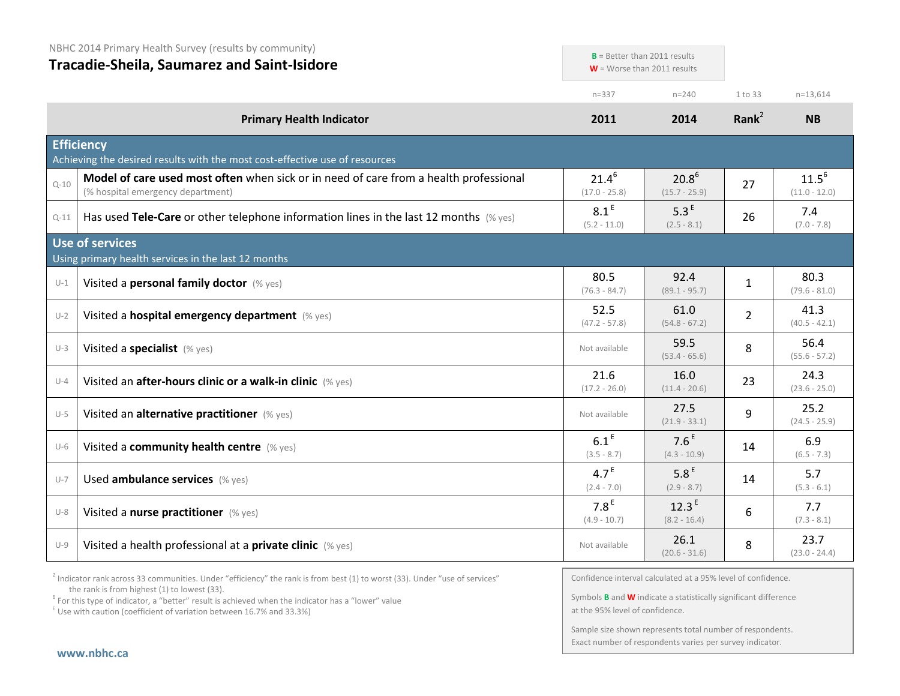NBHC 2014 Primary Health Survey (results by community)

# Tracadie-Sheila, Saumarez and Saint-Isidore

**B** = Better than 2011 results
**W** = Worse than 2011 results

| | Primary Health Indicator | 2011 (n=337) | 2014 (n=240) | Rank[2] (1 to 33) | NB (n=13,614) |
|---|---|---|---|---|---|
| | **Efficiency** — Achieving the desired results with the most cost-effective use of resources | | | | |
| Q-10 | **Model of care used most often** when sick or in need of care from a health professional (% hospital emergency department) | 21.4[6] (17.0 - 25.8) | 20.8[6] (15.7 - 25.9) | 27 | 11.5[6] (11.0 - 12.0) |
| Q-11 | Has used **Tele-Care** or other telephone information lines in the last 12 months (% yes) | 8.1[E] (5.2 - 11.0) | 5.3[E] (2.5 - 8.1) | 26 | 7.4 (7.0 - 7.8) |
| | **Use of services** — Using primary health services in the last 12 months | | | | |
| U-1 | Visited a **personal family doctor** (% yes) | 80.5 (76.3 - 84.7) | 92.4 (89.1 - 95.7) | 1 | 80.3 (79.6 - 81.0) |
| U-2 | Visited a **hospital emergency department** (% yes) | 52.5 (47.2 - 57.8) | 61.0 (54.8 - 67.2) | 2 | 41.3 (40.5 - 42.1) |
| U-3 | Visited a **specialist** (% yes) | Not available | 59.5 (53.4 - 65.6) | 8 | 56.4 (55.6 - 57.2) |
| U-4 | Visited an **after-hours clinic or a walk-in clinic** (% yes) | 21.6 (17.2 - 26.0) | 16.0 (11.4 - 20.6) | 23 | 24.3 (23.6 - 25.0) |
| U-5 | Visited an **alternative practitioner** (% yes) | Not available | 27.5 (21.9 - 33.1) | 9 | 25.2 (24.5 - 25.9) |
| U-6 | Visited a **community health centre** (% yes) | 6.1[E] (3.5 - 8.7) | 7.6[E] (4.3 - 10.9) | 14 | 6.9 (6.5 - 7.3) |
| U-7 | Used **ambulance services** (% yes) | 4.7[E] (2.4 - 7.0) | 5.8[E] (2.9 - 8.7) | 14 | 5.7 (5.3 - 6.1) |
| U-8 | Visited a **nurse practitioner** (% yes) | 7.8[E] (4.9 - 10.7) | 12.3[E] (8.2 - 16.4) | 6 | 7.7 (7.3 - 8.1) |
| U-9 | Visited a health professional at a **private clinic** (% yes) | Not available | 26.1 (20.6 - 31.6) | 8 | 23.7 (23.0 - 24.4) |

[2] Indicator rank across 33 communities. Under "efficiency" the rank is from best (1) to worst (33). Under "use of services" the rank is from highest (1) to lowest (33).
[6] For this type of indicator, a "better" result is achieved when the indicator has a "lower" value
[E] Use with caution (coefficient of variation between 16.7% and 33.3%)

Confidence interval calculated at a 95% level of confidence.

Symbols **B** and **W** indicate a statistically significant difference at the 95% level of confidence.

Sample size shown represents total number of respondents. Exact number of respondents varies per survey indicator.

www.nbhc.ca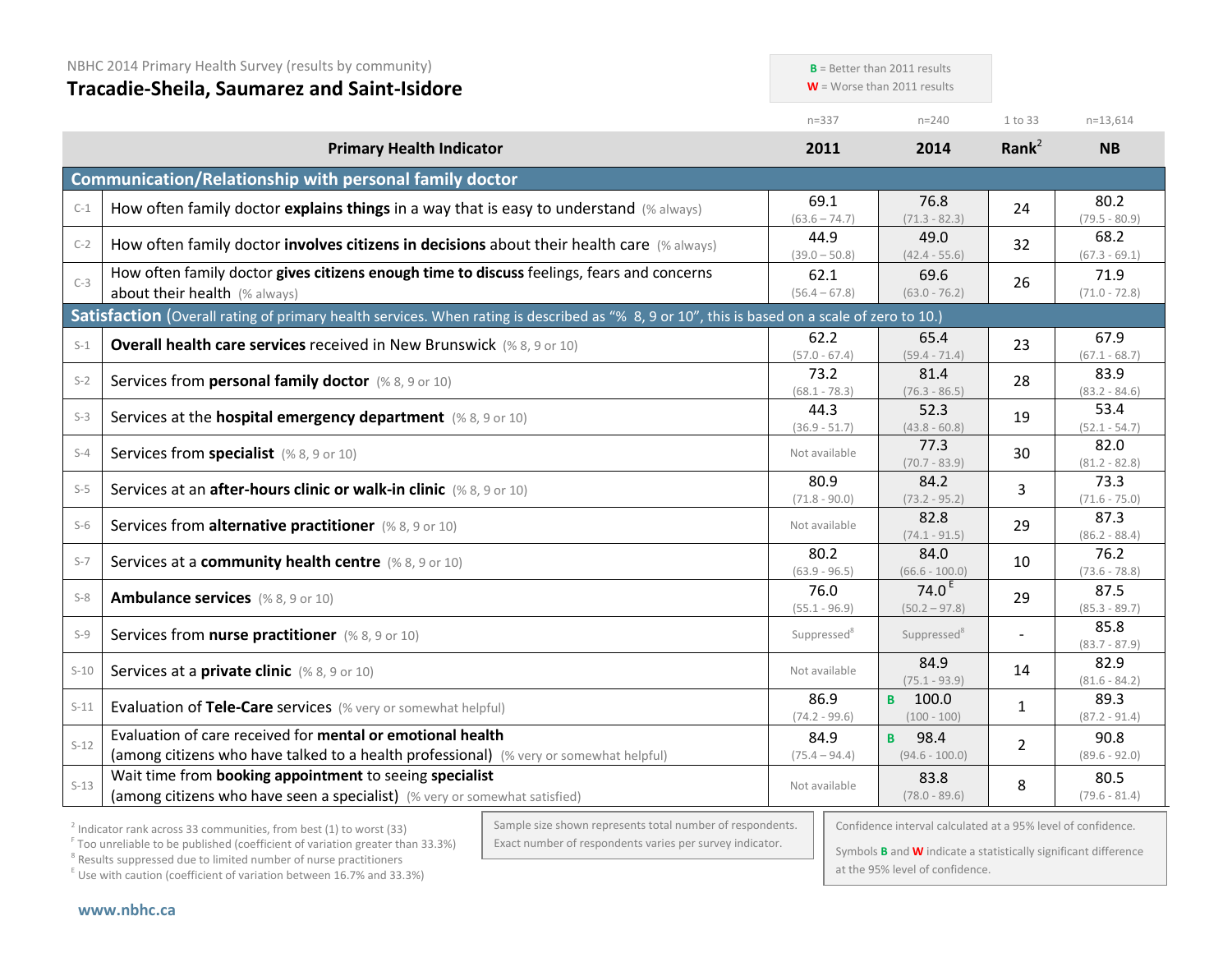NBHC 2014 Primary Health Survey (results by community)

# Tracadie-Sheila, Saumarez and Saint-Isidore

**B** = Better than 2011 results
**W** = Worse than 2011 results

| | Primary Health Indicator | 2011 (n=337) | 2014 (n=240) | Rank[2] (1 to 33) | NB (n=13,614) |
|---|---|---|---|---|---|
| **Communication/Relationship with personal family doctor** | | | | | |
| C-1 | How often family doctor **explains things** in a way that is easy to understand (% always) | 69.1 (63.6 – 74.7) | 76.8 (71.3 - 82.3) | 24 | 80.2 (79.5 - 80.9) |
| C-2 | How often family doctor **involves citizens in decisions** about their health care (% always) | 44.9 (39.0 – 50.8) | 49.0 (42.4 - 55.6) | 32 | 68.2 (67.3 - 69.1) |
| C-3 | How often family doctor **gives citizens enough time to discuss** feelings, fears and concerns about their health (% always) | 62.1 (56.4 – 67.8) | 69.6 (63.0 - 76.2) | 26 | 71.9 (71.0 - 72.8) |
| **Satisfaction** (Overall rating of primary health services. When rating is described as "% 8, 9 or 10", this is based on a scale of zero to 10.) | | | | | |
| S-1 | **Overall health care services** received in New Brunswick (% 8, 9 or 10) | 62.2 (57.0 - 67.4) | 65.4 (59.4 - 71.4) | 23 | 67.9 (67.1 - 68.7) |
| S-2 | Services from **personal family doctor** (% 8, 9 or 10) | 73.2 (68.1 - 78.3) | 81.4 (76.3 - 86.5) | 28 | 83.9 (83.2 - 84.6) |
| S-3 | Services at the **hospital emergency department** (% 8, 9 or 10) | 44.3 (36.9 - 51.7) | 52.3 (43.8 - 60.8) | 19 | 53.4 (52.1 - 54.7) |
| S-4 | Services from **specialist** (% 8, 9 or 10) | Not available | 77.3 (70.7 - 83.9) | 30 | 82.0 (81.2 - 82.8) |
| S-5 | Services at an **after-hours clinic or walk-in clinic** (% 8, 9 or 10) | 80.9 (71.8 - 90.0) | 84.2 (73.2 - 95.2) | 3 | 73.3 (71.6 - 75.0) |
| S-6 | Services from **alternative practitioner** (% 8, 9 or 10) | Not available | 82.8 (74.1 - 91.5) | 29 | 87.3 (86.2 - 88.4) |
| S-7 | Services at a **community health centre** (% 8, 9 or 10) | 80.2 (63.9 - 96.5) | 84.0 (66.6 - 100.0) | 10 | 76.2 (73.6 - 78.8) |
| S-8 | **Ambulance services** (% 8, 9 or 10) | 76.0 (55.1 - 96.9) | 74.0[E] (50.2 – 97.8) | 29 | 87.5 (85.3 - 89.7) |
| S-9 | Services from **nurse practitioner** (% 8, 9 or 10) | Suppressed[8] | Suppressed[8] | - | 85.8 (83.7 - 87.9) |
| S-10 | Services at a **private clinic** (% 8, 9 or 10) | Not available | 84.9 (75.1 - 93.9) | 14 | 82.9 (81.6 - 84.2) |
| S-11 | Evaluation of **Tele-Care** services (% very or somewhat helpful) | 86.9 (74.2 - 99.6) | **B** 100.0 (100 - 100) | 1 | 89.3 (87.2 - 91.4) |
| S-12 | Evaluation of care received for **mental or emotional health** (among citizens who have talked to a health professional) (% very or somewhat helpful) | 84.9 (75.4 – 94.4) | **B** 98.4 (94.6 - 100.0) | 2 | 90.8 (89.6 - 92.0) |
| S-13 | Wait time from **booking appointment** to seeing **specialist** (among citizens who have seen a specialist) (% very or somewhat satisfied) | Not available | 83.8 (78.0 - 89.6) | 8 | 80.5 (79.6 - 81.4) |

[2] Indicator rank across 33 communities, from best (1) to worst (33)
[F] Too unreliable to be published (coefficient of variation greater than 33.3%)
[8] Results suppressed due to limited number of nurse practitioners
[E] Use with caution (coefficient of variation between 16.7% and 33.3%)

Sample size shown represents total number of respondents. Exact number of respondents varies per survey indicator.

Confidence interval calculated at a 95% level of confidence.

Symbols **B** and **W** indicate a statistically significant difference at the 95% level of confidence.

www.nbhc.ca